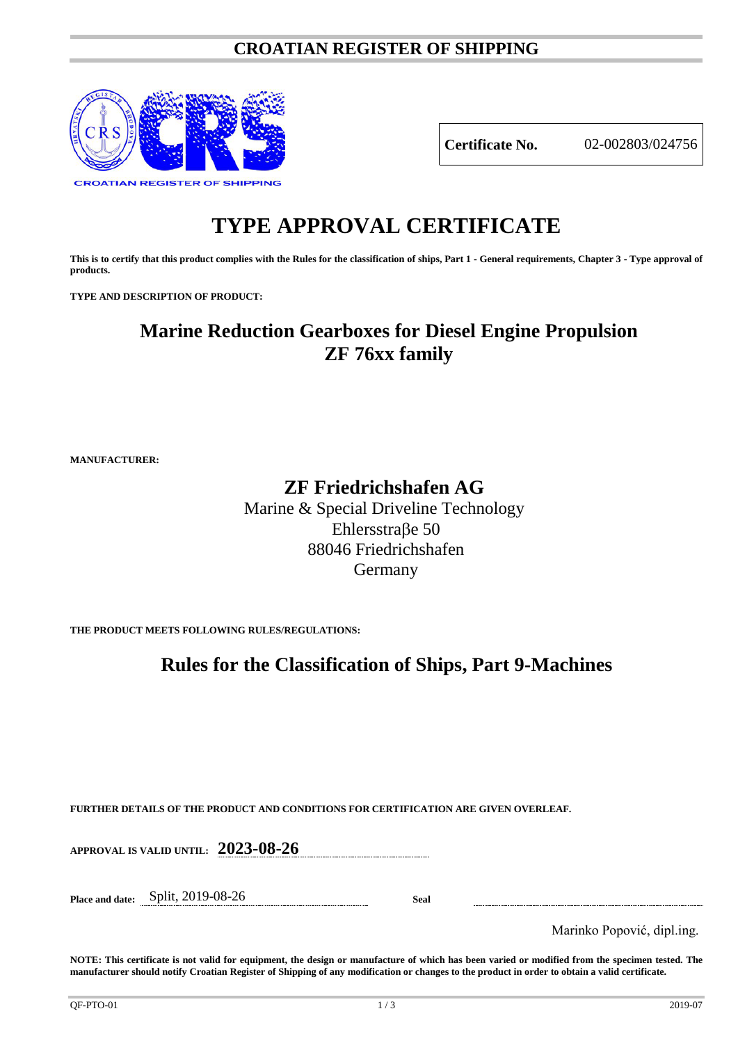# CROATIAN REGISTER OF SHIPPING

| **Certificate No.** | 02-002803/024756 |
|---|---|

# TYPE APPROVAL CERTIFICATE

**This is to certify that this product complies with the Rules for the classification of ships, Part 1 - General requirements, Chapter 3 - Type approval of products.**

**TYPE AND DESCRIPTION OF PRODUCT:**

## Marine Reduction Gearboxes for Diesel Engine Propulsion
## ZF 76xx family

**MANUFACTURER:**

## ZF Friedrichshafen AG

Marine & Special Driveline Technology
Ehlersstraβe 50
88046 Friedrichshafen
Germany

**THE PRODUCT MEETS FOLLOWING RULES/REGULATIONS:**

## Rules for the Classification of Ships, Part 9-Machines

**FURTHER DETAILS OF THE PRODUCT AND CONDITIONS FOR CERTIFICATION ARE GIVEN OVERLEAF.**

**APPROVAL IS VALID UNTIL:** **2023-08-26**

**Place and date:** Split, 2019-08-26

**Seal**

Marinko Popović, dipl.ing.

**NOTE: This certificate is not valid for equipment, the design or manufacture of which has been varied or modified from the specimen tested. The manufacturer should notify Croatian Register of Shipping of any modification or changes to the product in order to obtain a valid certificate.**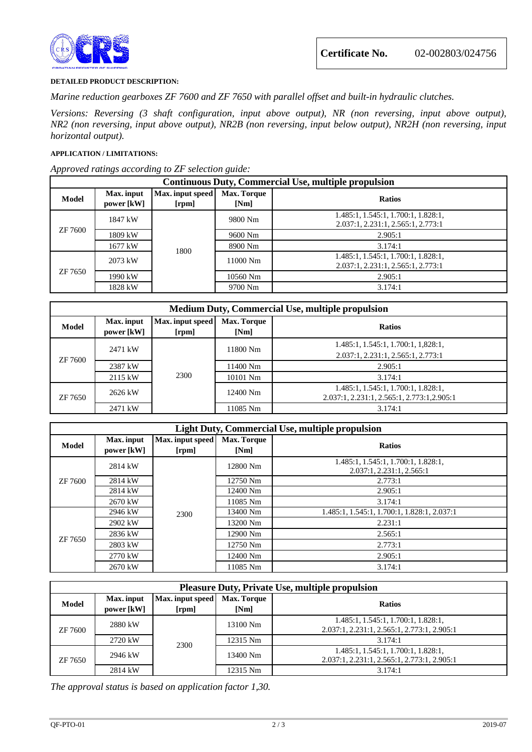**Certificate No.** 02-002803/024756

**DETAILED PRODUCT DESCRIPTION:**

*Marine reduction gearboxes ZF 7600 and ZF 7650 with parallel offset and built-in hydraulic clutches.*

*Versions: Reversing (3 shaft configuration, input above output), NR (non reversing, input above output), NR2 (non reversing, input above output), NR2B (non reversing, input below output), NR2H (non reversing, input horizontal output).*

**APPLICATION / LIMITATIONS:**

*Approved ratings according to ZF selection guide:*

| Continuous Duty, Commercial Use, multiple propulsion | | | | |
|---|---|---|---|---|
| **Model** | **Max. input power [kW]** | **Max. input speed [rpm]** | **Max. Torque [Nm]** | **Ratios** |
| ZF 7600 | 1847 kW | 1800 | 9800 Nm | 1.485:1, 1.545:1, 1.700:1, 1.828:1, 2.037:1, 2.231:1, 2.565:1, 2.773:1 |
| | 1809 kW | | 9600 Nm | 2.905:1 |
| | 1677 kW | | 8900 Nm | 3.174:1 |
| ZF 7650 | 2073 kW | | 11000 Nm | 1.485:1, 1.545:1, 1.700:1, 1.828:1, 2.037:1, 2.231:1, 2.565:1, 2.773:1 |
| | 1990 kW | | 10560 Nm | 2.905:1 |
| | 1828 kW | | 9700 Nm | 3.174:1 |

| Medium Duty, Commercial Use, multiple propulsion | | | | |
|---|---|---|---|---|
| **Model** | **Max. input power [kW]** | **Max. input speed [rpm]** | **Max. Torque [Nm]** | **Ratios** |
| ZF 7600 | 2471 kW | 2300 | 11800 Nm | 1.485:1, 1.545:1, 1.700:1, 1,828:1, 2.037:1, 2.231:1, 2.565:1, 2.773:1 |
| | 2387 kW | | 11400 Nm | 2.905:1 |
| | 2115 kW | | 10101 Nm | 3.174:1 |
| ZF 7650 | 2626 kW | | 12400 Nm | 1.485:1, 1.545:1, 1.700:1, 1.828:1, 2.037:1, 2.231:1, 2.565:1, 2.773:1,2.905:1 |
| | 2471 kW | | 11085 Nm | 3.174:1 |

| Light Duty, Commercial Use, multiple propulsion | | | | |
|---|---|---|---|---|
| **Model** | **Max. input power [kW]** | **Max. input speed [rpm]** | **Max. Torque [Nm]** | **Ratios** |
| ZF 7600 | 2814 kW | 2300 | 12800 Nm | 1.485:1, 1.545:1, 1.700:1, 1.828:1, 2.037:1, 2.231:1, 2.565:1 |
| | 2814 kW | | 12750 Nm | 2.773:1 |
| | 2814 kW | | 12400 Nm | 2.905:1 |
| | 2670 kW | | 11085 Nm | 3.174:1 |
| ZF 7650 | 2946 kW | | 13400 Nm | 1.485:1, 1.545:1, 1.700:1, 1.828:1, 2.037:1 |
| | 2902 kW | | 13200 Nm | 2.231:1 |
| | 2836 kW | | 12900 Nm | 2.565:1 |
| | 2803 kW | | 12750 Nm | 2.773:1 |
| | 2770 kW | | 12400 Nm | 2.905:1 |
| | 2670 kW | | 11085 Nm | 3.174:1 |

| Pleasure Duty, Private Use, multiple propulsion | | | | |
|---|---|---|---|---|
| **Model** | **Max. input power [kW]** | **Max. input speed [rpm]** | **Max. Torque [Nm]** | **Ratios** |
| ZF 7600 | 2880 kW | 2300 | 13100 Nm | 1.485:1, 1.545:1, 1.700:1, 1.828:1, 2.037:1, 2.231:1, 2.565:1, 2.773:1, 2.905:1 |
| | 2720 kW | | 12315 Nm | 3.174:1 |
| ZF 7650 | 2946 kW | | 13400 Nm | 1.485:1, 1.545:1, 1.700:1, 1.828:1, 2.037:1, 2.231:1, 2.565:1, 2.773:1, 2.905:1 |
| | 2814 kW | | 12315 Nm | 3.174:1 |

*The approval status is based on application factor 1,30.*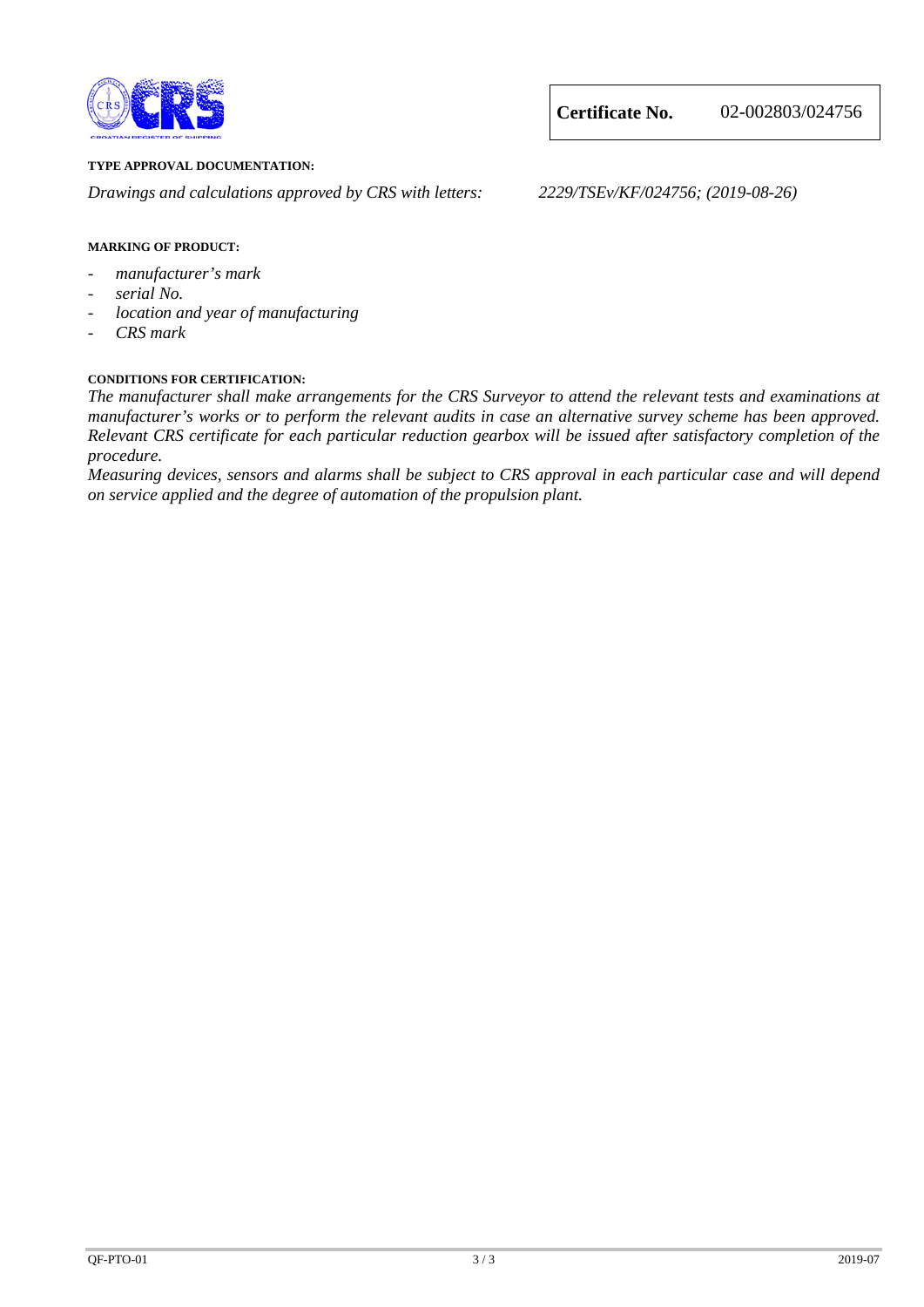**Certificate No.** 02-002803/024756

**TYPE APPROVAL DOCUMENTATION:**

*Drawings and calculations approved by CRS with letters:* *2229/TSEv/KF/024756; (2019-08-26)*

**MARKING OF PRODUCT:**

- *manufacturer's mark*
- *serial No.*
- *location and year of manufacturing*
- *CRS mark*

**CONDITIONS FOR CERTIFICATION:**

*The manufacturer shall make arrangements for the CRS Surveyor to attend the relevant tests and examinations at manufacturer's works or to perform the relevant audits in case an alternative survey scheme has been approved. Relevant CRS certificate for each particular reduction gearbox will be issued after satisfactory completion of the procedure.*

*Measuring devices, sensors and alarms shall be subject to CRS approval in each particular case and will depend on service applied and the degree of automation of the propulsion plant.*